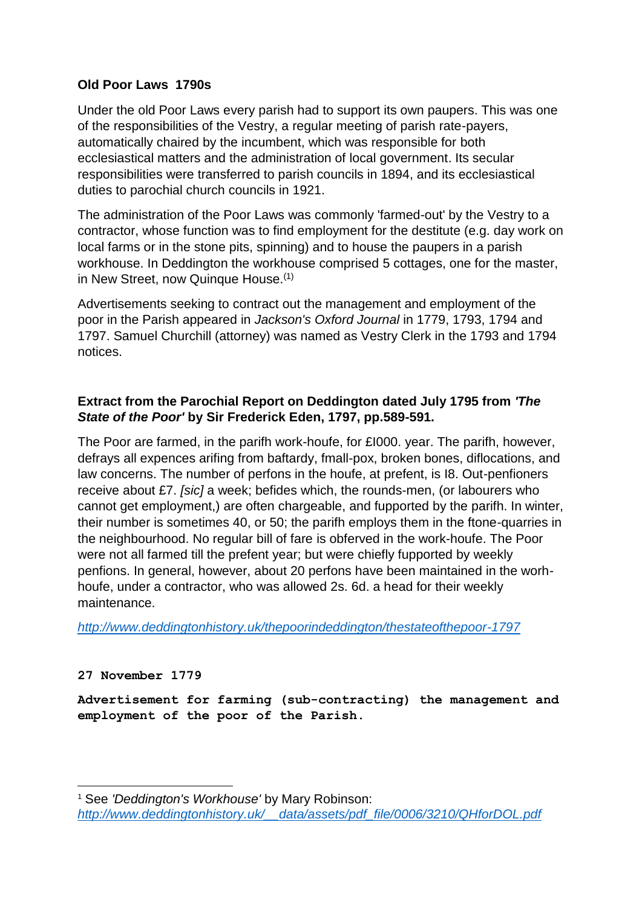**Old Poor Laws 1790s**

Under the old Poor Laws every parish had to support its own paupers. This was one of the responsibilities of the Vestry, a regular meeting of parish rate-payers, automatically chaired by the incumbent, which was responsible for both ecclesiastical matters and the administration of local government. Its secular responsibilities were transferred to parish councils in 1894, and its ecclesiastical duties to parochial church councils in 1921.

The administration of the Poor Laws was commonly 'farmed-out' by the Vestry to a contractor, whose function was to find employment for the destitute (e.g. day work on local farms or in the stone pits, spinning) and to house the paupers in a parish workhouse. In Deddington the workhouse comprised 5 cottages, one for the master, in New Street, now Quinque House.(1)

Advertisements seeking to contract out the management and employment of the poor in the Parish appeared in *Jackson's Oxford Journal* in 1779, 1793, 1794 and 1797. Samuel Churchill (attorney) was named as Vestry Clerk in the 1793 and 1794 notices.

**Extract from the Parochial Report on Deddington dated July 1795 from *'The State of the Poor'* by Sir Frederick Eden, 1797, pp.589-591.**

The Poor are farmed, in the parifh work-houfe, for £I000. year. The parifh, however, defrays all expences arifing from baftardy, fmall-pox, broken bones, diflocations, and law concerns. The number of perfons in the houfe, at prefent, is I8. Out-penfioners receive about £7. *[sic]* a week; befides which, the rounds-men, (or labourers who cannot get employment,) are often chargeable, and fupported by the parifh. In winter, their number is sometimes 40, or 50; the parifh employs them in the ftone-quarries in the neighbourhood. No regular bill of fare is obferved in the work-houfe. The Poor were not all farmed till the prefent year; but were chiefly fupported by weekly penfions. In general, however, about 20 perfons have been maintained in the worh-houfe, under a contractor, who was allowed 2s. 6d. a head for their weekly maintenance.

*http://www.deddingtonhistory.uk/thepoorindeddington/thestateofthepoor-1797*

**27 November 1779**

**Advertisement for farming (sub-contracting) the management and employment of the poor of the Parish.**

---

1 See *'Deddington's Workhouse'* by Mary Robinson: *http://www.deddingtonhistory.uk/__data/assets/pdf_file/0006/3210/QHforDOL.pdf*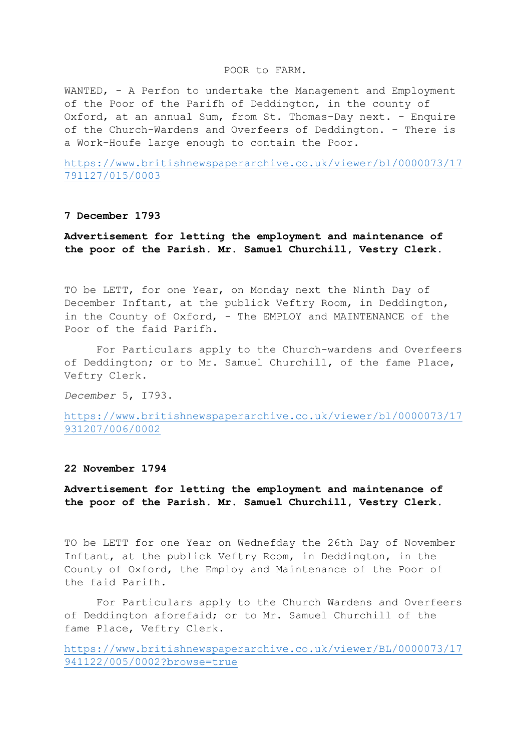POOR to FARM.

WANTED, - A Perfon to undertake the Management and Employment of the Poor of the Parifh of Deddington, in the county of Oxford, at an annual Sum, from St. Thomas-Day next. - Enquire of the Church-Wardens and Overfeers of Deddington. - There is a Work-Houfe large enough to contain the Poor.

https://www.britishnewspaperarchive.co.uk/viewer/bl/0000073/17791127/015/0003

**7 December 1793**

**Advertisement for letting the employment and maintenance of the poor of the Parish. Mr. Samuel Churchill, Vestry Clerk.**

TO be LETT, for one Year, on Monday next the Ninth Day of December Inftant, at the publick Veftry Room, in Deddington, in the County of Oxford, - The EMPLOY and MAINTENANCE of the Poor of the faid Parifh.

For Particulars apply to the Church-wardens and Overfeers of Deddington; or to Mr. Samuel Churchill, of the fame Place, Veftry Clerk.

*December* 5, I793.

https://www.britishnewspaperarchive.co.uk/viewer/bl/0000073/17931207/006/0002

**22 November 1794**

**Advertisement for letting the employment and maintenance of the poor of the Parish. Mr. Samuel Churchill, Vestry Clerk.**

TO be LETT for one Year on Wednefday the 26th Day of November Inftant, at the publick Veftry Room, in Deddington, in the County of Oxford, the Employ and Maintenance of the Poor of the faid Parifh.

For Particulars apply to the Church Wardens and Overfeers of Deddington aforefaid; or to Mr. Samuel Churchill of the fame Place, Veftry Clerk.

https://www.britishnewspaperarchive.co.uk/viewer/BL/0000073/17941122/005/0002?browse=true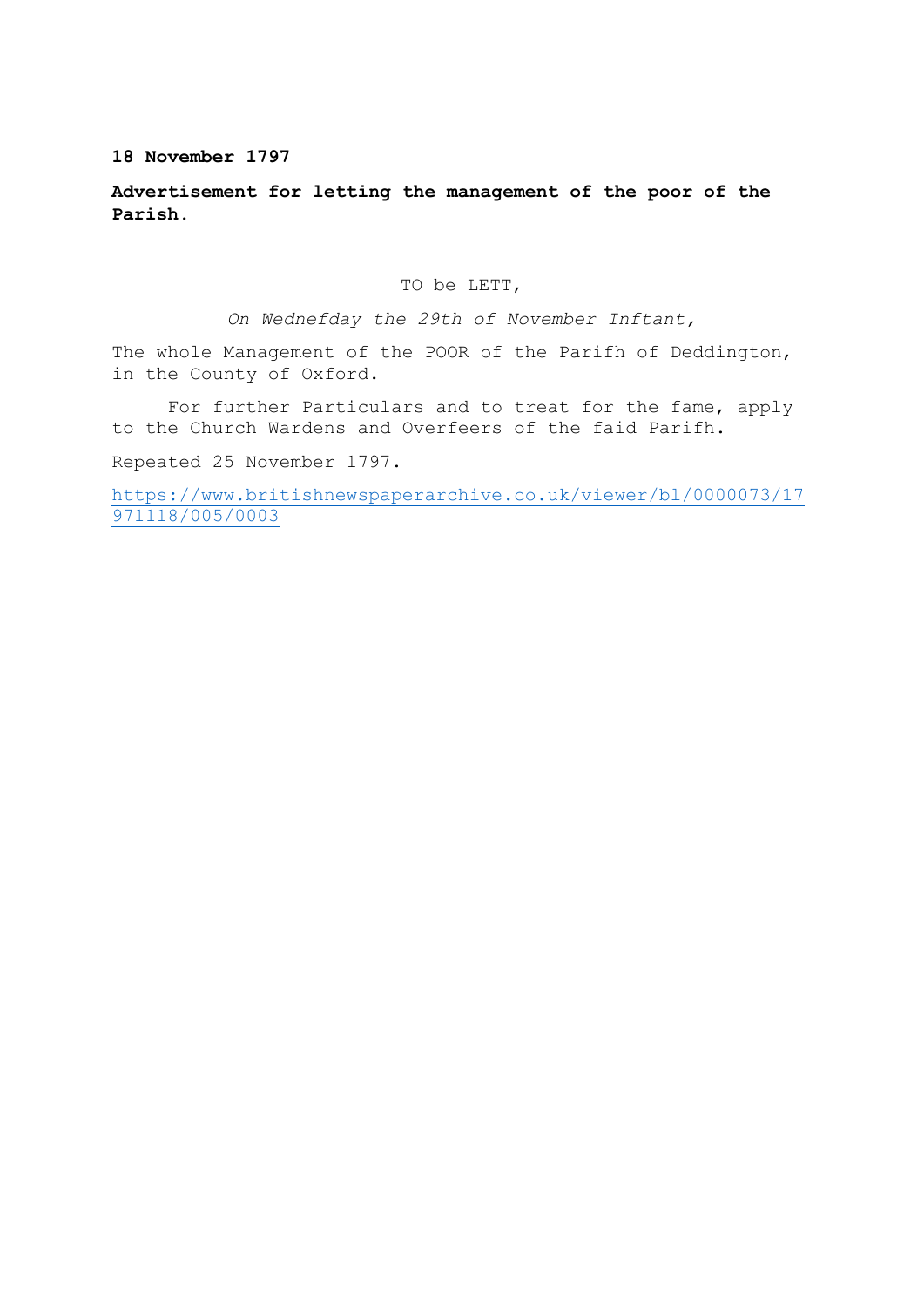**18 November 1797**

**Advertisement for letting the management of the poor of the Parish.**

TO be LETT,

*On Wednefday the 29th of November Inftant,*

The whole Management of the POOR of the Parifh of Deddington, in the County of Oxford.

For further Particulars and to treat for the fame, apply to the Church Wardens and Overfeers of the faid Parifh.

Repeated 25 November 1797.

https://www.britishnewspaperarchive.co.uk/viewer/bl/0000073/17971118/005/0003